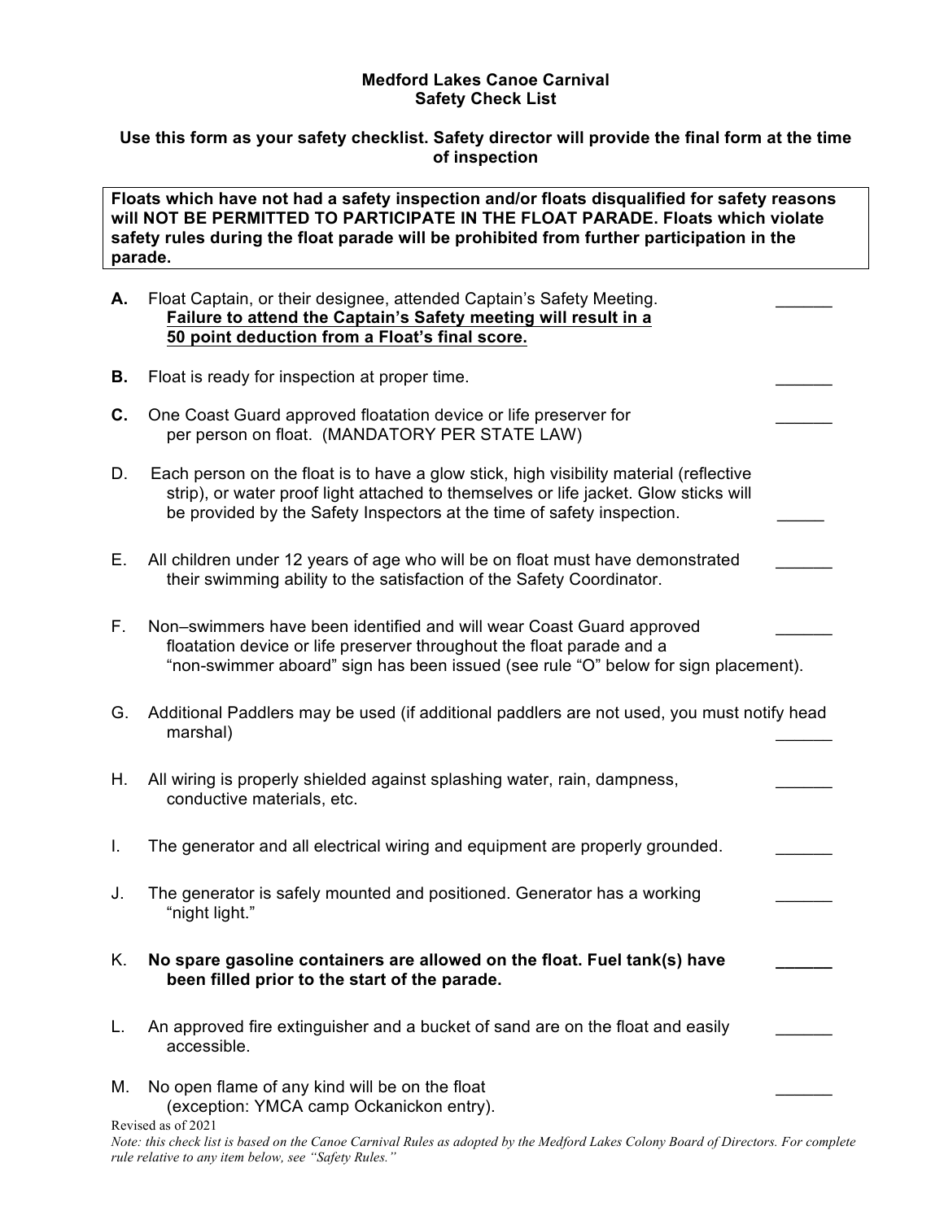**Medford Lakes Canoe Carnival**
**Safety Check List**

**Use this form as your safety checklist. Safety director will provide the final form at the time of inspection**

**Floats which have not had a safety inspection and/or floats disqualified for safety reasons will NOT BE PERMITTED TO PARTICIPATE IN THE FLOAT PARADE. Floats which violate safety rules during the float parade will be prohibited from further participation in the parade.**

**A.** Float Captain, or their designee, attended Captain's Safety Meeting. ______
**Failure to attend the Captain's Safety meeting will result in a 50 point deduction from a Float's final score.**

**B.** Float is ready for inspection at proper time. ______

**C.** One Coast Guard approved floatation device or life preserver for per person on float. (MANDATORY PER STATE LAW) ______

D. Each person on the float is to have a glow stick, high visibility material (reflective strip), or water proof light attached to themselves or life jacket. Glow sticks will be provided by the Safety Inspectors at the time of safety inspection. _____

E. All children under 12 years of age who will be on float must have demonstrated their swimming ability to the satisfaction of the Safety Coordinator. ______

F. Non–swimmers have been identified and will wear Coast Guard approved floatation device or life preserver throughout the float parade and a "non-swimmer aboard" sign has been issued (see rule "O" below for sign placement). ______

G. Additional Paddlers may be used (if additional paddlers are not used, you must notify head marshal) ______

H. All wiring is properly shielded against splashing water, rain, dampness, conductive materials, etc. ______

I. The generator and all electrical wiring and equipment are properly grounded. ______

J. The generator is safely mounted and positioned. Generator has a working "night light." ______

K. **No spare gasoline containers are allowed on the float. Fuel tank(s) have been filled prior to the start of the parade.** ______

L. An approved fire extinguisher and a bucket of sand are on the float and easily accessible. ______

M. No open flame of any kind will be on the float (exception: YMCA camp Ockanickon entry). ______

Revised as of 2021

*Note: this check list is based on the Canoe Carnival Rules as adopted by the Medford Lakes Colony Board of Directors. For complete rule relative to any item below, see "Safety Rules."*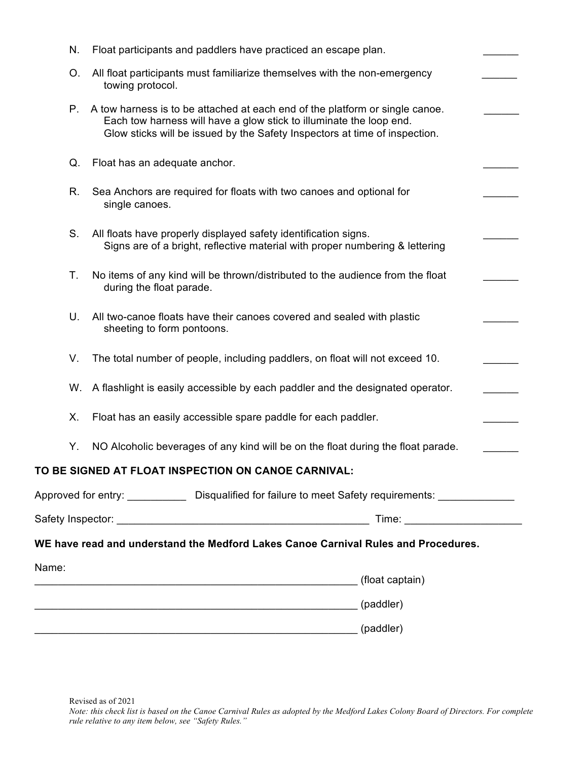N. Float participants and paddlers have practiced an escape plan. ______

O. All float participants must familiarize themselves with the non-emergency towing protocol. ______

P. A tow harness is to be attached at each end of the platform or single canoe. Each tow harness will have a glow stick to illuminate the loop end. Glow sticks will be issued by the Safety Inspectors at time of inspection. ______

Q. Float has an adequate anchor. ______

R. Sea Anchors are required for floats with two canoes and optional for single canoes. ______

S. All floats have properly displayed safety identification signs. Signs are of a bright, reflective material with proper numbering & lettering ______

T. No items of any kind will be thrown/distributed to the audience from the float during the float parade. ______

U. All two-canoe floats have their canoes covered and sealed with plastic sheeting to form pontoons. ______

V. The total number of people, including paddlers, on float will not exceed 10. ______

W. A flashlight is easily accessible by each paddler and the designated operator. ______

X. Float has an easily accessible spare paddle for each paddler. ______

Y. NO Alcoholic beverages of any kind will be on the float during the float parade. ______

**TO BE SIGNED AT FLOAT INSPECTION ON CANOE CARNIVAL:**

Approved for entry: __________ Disqualified for failure to meet Safety requirements: _____________

Safety Inspector: ____________________________________________ Time: ___________________

**WE have read and understand the Medford Lakes Canoe Carnival Rules and Procedures.**

Name:

__________________________________________________________ (float captain)

__________________________________________________________ (paddler)

__________________________________________________________ (paddler)

Revised as of 2021

*Note: this check list is based on the Canoe Carnival Rules as adopted by the Medford Lakes Colony Board of Directors. For complete rule relative to any item below, see "Safety Rules."*